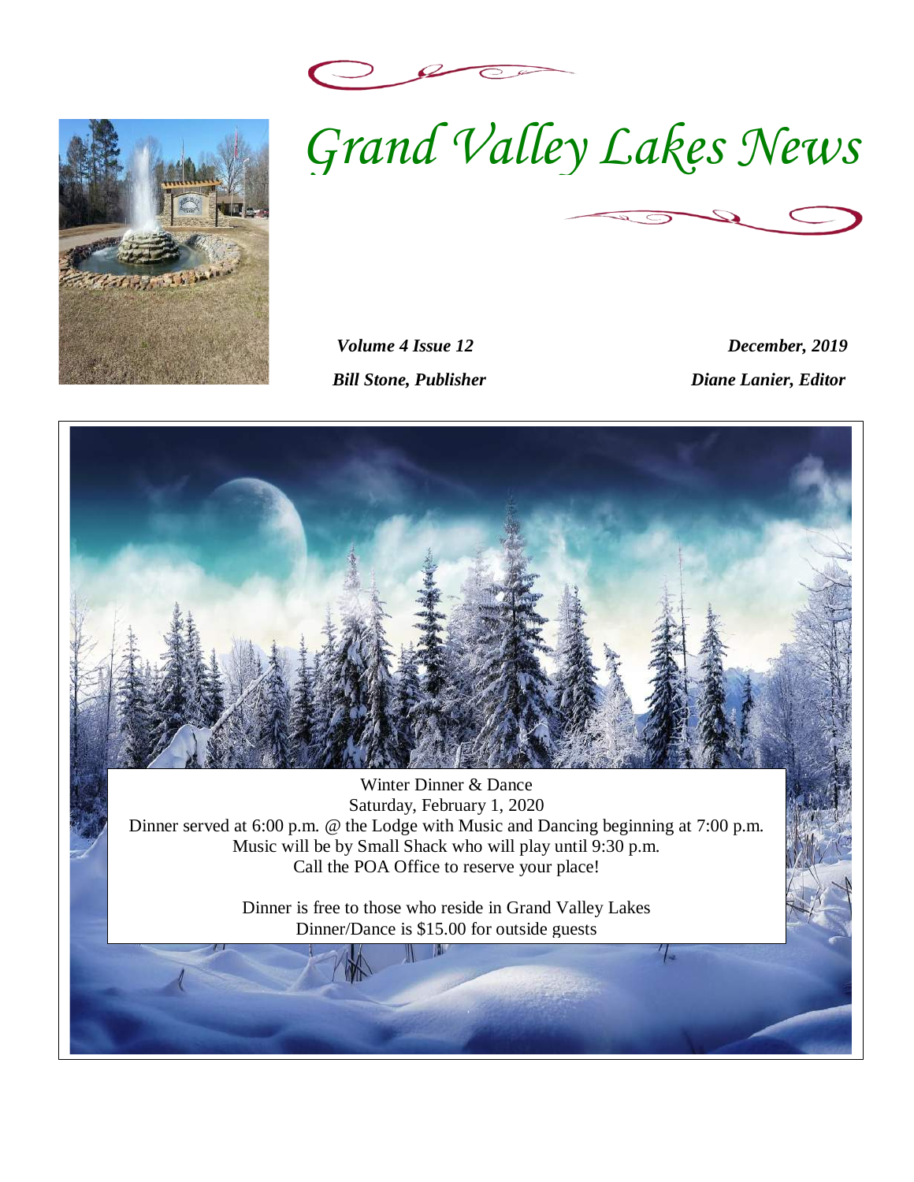# *Grand Valley Lakes News*

***Volume 4 Issue 12*** ***December, 2019***

***Bill Stone, Publisher*** ***Diane Lanier, Editor***

Winter Dinner & Dance
Saturday, February 1, 2020
Dinner served at 6:00 p.m. @ the Lodge with Music and Dancing beginning at 7:00 p.m.
Music will be by Small Shack who will play until 9:30 p.m.
Call the POA Office to reserve your place!

Dinner is free to those who reside in Grand Valley Lakes
Dinner/Dance is $15.00 for outside guests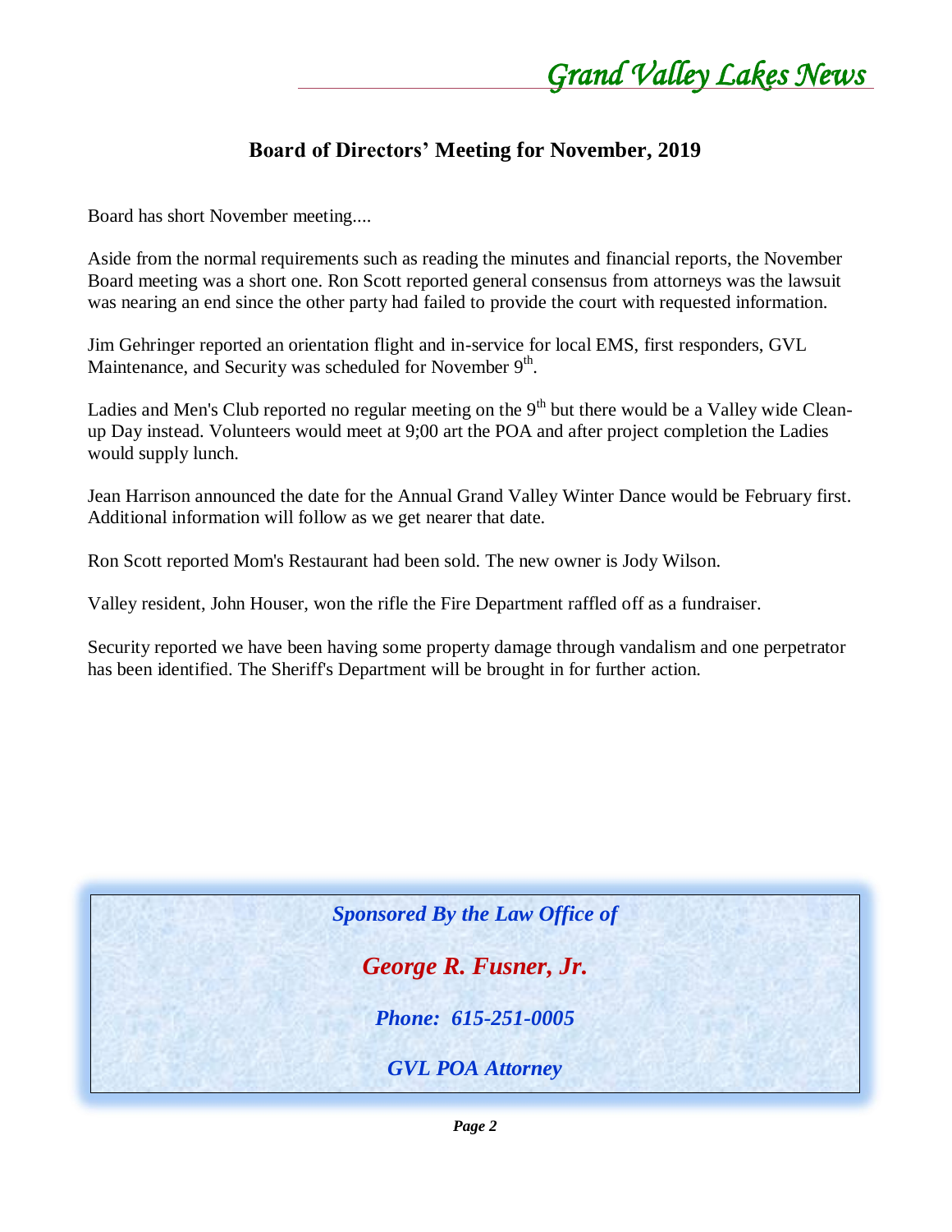## Board of Directors' Meeting for November, 2019

Board has short November meeting....

Aside from the normal requirements such as reading the minutes and financial reports, the November Board meeting was a short one. Ron Scott reported general consensus from attorneys was the lawsuit was nearing an end since the other party had failed to provide the court with requested information.

Jim Gehringer reported an orientation flight and in-service for local EMS, first responders, GVL Maintenance, and Security was scheduled for November 9th.

Ladies and Men's Club reported no regular meeting on the 9th but there would be a Valley wide Clean-up Day instead. Volunteers would meet at 9;00 art the POA and after project completion the Ladies would supply lunch.

Jean Harrison announced the date for the Annual Grand Valley Winter Dance would be February first. Additional information will follow as we get nearer that date.

Ron Scott reported Mom's Restaurant had been sold. The new owner is Jody Wilson.

Valley resident, John Houser, won the rifle the Fire Department raffled off as a fundraiser.

Security reported we have been having some property damage through vandalism and one perpetrator has been identified. The Sheriff's Department will be brought in for further action.

***Sponsored By the Law Office of***

***George R. Fusner, Jr.***

***Phone: 615-251-0005***

***GVL POA Attorney***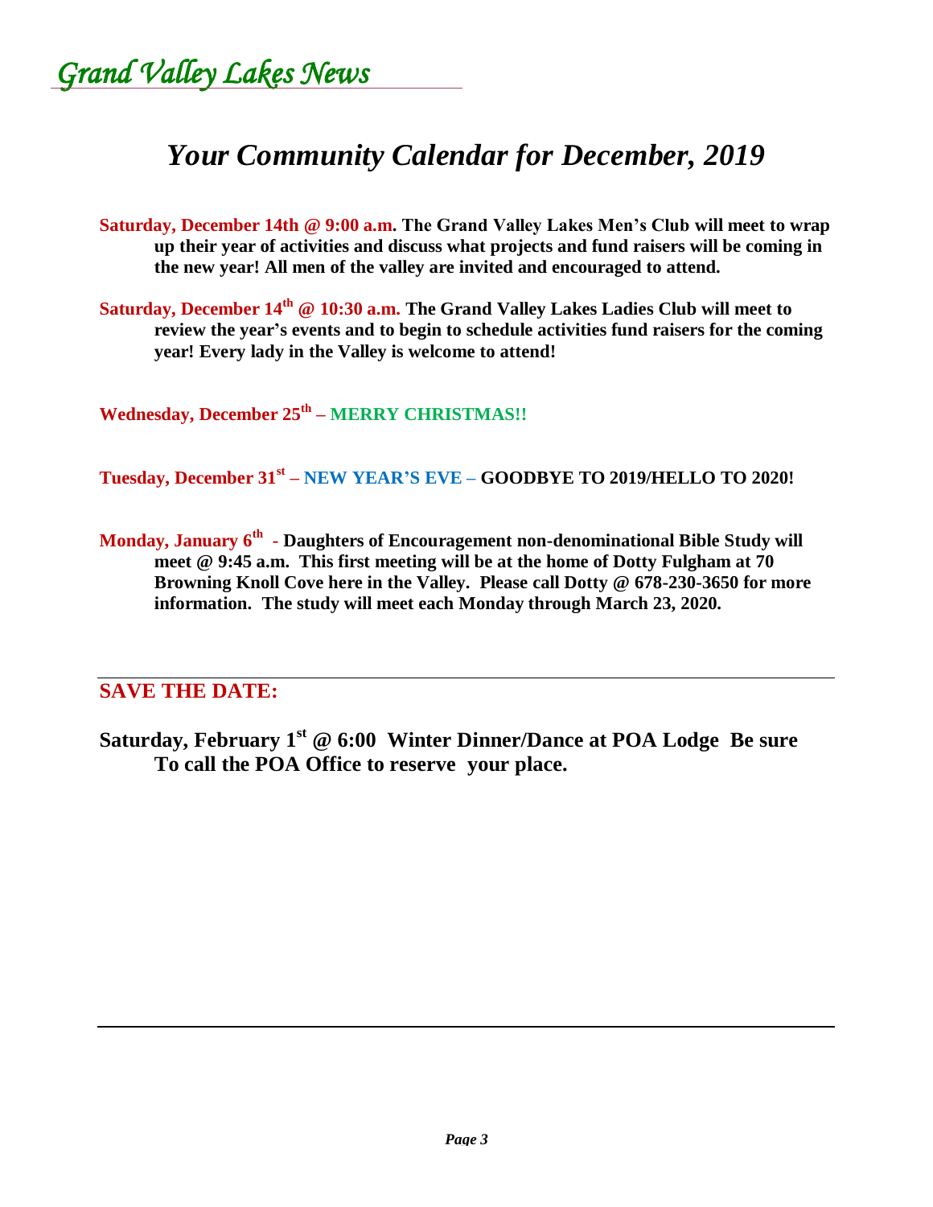*Grand Valley Lakes News*

# *Your Community Calendar for December, 2019*

**Saturday, December 14th @ 9:00 a.m. The Grand Valley Lakes Men's Club will meet to wrap up their year of activities and discuss what projects and fund raisers will be coming in the new year! All men of the valley are invited and encouraged to attend.**

**Saturday, December 14th @ 10:30 a.m. The Grand Valley Lakes Ladies Club will meet to review the year's events and to begin to schedule activities fund raisers for the coming year! Every lady in the Valley is welcome to attend!**

**Wednesday, December 25th – MERRY CHRISTMAS!!**

**Tuesday, December 31st – NEW YEAR'S EVE – GOODBYE TO 2019/HELLO TO 2020!**

**Monday, January 6th - Daughters of Encouragement non-denominational Bible Study will meet @ 9:45 a.m. This first meeting will be at the home of Dotty Fulgham at 70 Browning Knoll Cove here in the Valley. Please call Dotty @ 678-230-3650 for more information. The study will meet each Monday through March 23, 2020.**

---

## SAVE THE DATE:

**Saturday, February 1st @ 6:00 Winter Dinner/Dance at POA Lodge Be sure To call the POA Office to reserve your place.**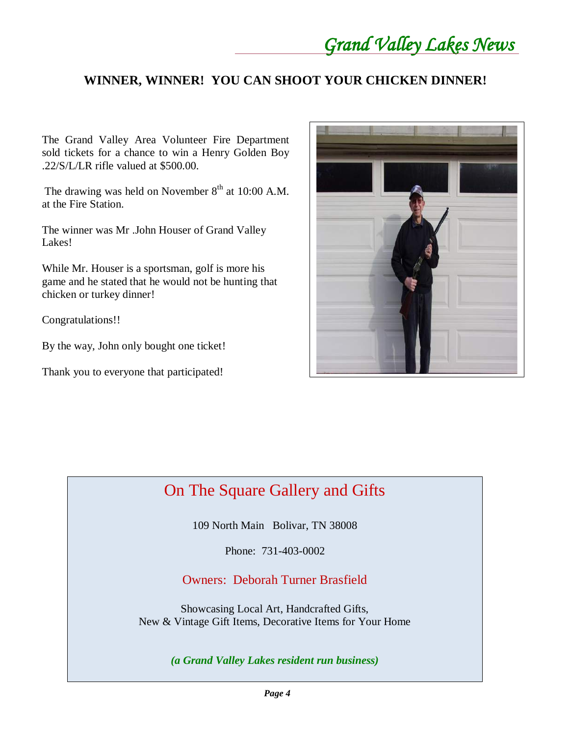## WINNER, WINNER! YOU CAN SHOOT YOUR CHICKEN DINNER!

The Grand Valley Area Volunteer Fire Department sold tickets for a chance to win a Henry Golden Boy .22/S/L/LR rifle valued at $500.00.

The drawing was held on November 8th at 10:00 A.M. at the Fire Station.

The winner was Mr .John Houser of Grand Valley Lakes!

While Mr. Houser is a sportsman, golf is more his game and he stated that he would not be hunting that chicken or turkey dinner!

Congratulations!!

By the way, John only bought one ticket!

Thank you to everyone that participated!

---

## On The Square Gallery and Gifts

109 North Main   Bolivar, TN 38008

Phone: 731-403-0002

Owners: Deborah Turner Brasfield

Showcasing Local Art, Handcrafted Gifts,
New & Vintage Gift Items, Decorative Items for Your Home

***(a Grand Valley Lakes resident run business)***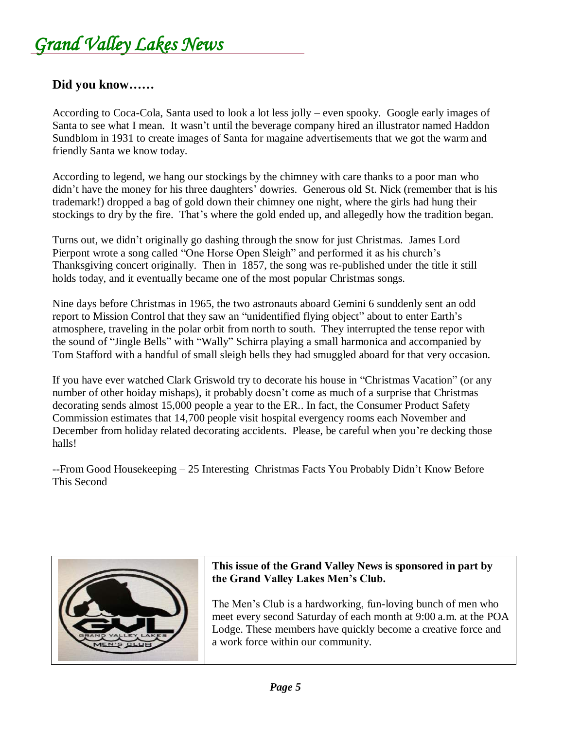## Did you know……

According to Coca-Cola, Santa used to look a lot less jolly – even spooky. Google early images of Santa to see what I mean. It wasn't until the beverage company hired an illustrator named Haddon Sundblom in 1931 to create images of Santa for magaine advertisements that we got the warm and friendly Santa we know today.

According to legend, we hang our stockings by the chimney with care thanks to a poor man who didn't have the money for his three daughters' dowries. Generous old St. Nick (remember that is his trademark!) dropped a bag of gold down their chimney one night, where the girls had hung their stockings to dry by the fire. That's where the gold ended up, and allegedly how the tradition began.

Turns out, we didn't originally go dashing through the snow for just Christmas. James Lord Pierpont wrote a song called "One Horse Open Sleigh" and performed it as his church's Thanksgiving concert originally. Then in 1857, the song was re-published under the title it still holds today, and it eventually became one of the most popular Christmas songs.

Nine days before Christmas in 1965, the two astronauts aboard Gemini 6 sunddenly sent an odd report to Mission Control that they saw an "unidentified flying object" about to enter Earth's atmosphere, traveling in the polar orbit from north to south. They interrupted the tense repor with the sound of "Jingle Bells" with "Wally" Schirra playing a small harmonica and accompanied by Tom Stafford with a handful of small sleigh bells they had smuggled aboard for that very occasion.

If you have ever watched Clark Griswold try to decorate his house in "Christmas Vacation" (or any number of other hoiday mishaps), it probably doesn't come as much of a surprise that Christmas decorating sends almost 15,000 people a year to the ER.. In fact, the Consumer Product Safety Commission estimates that 14,700 people visit hospital evergency rooms each November and December from holiday related decorating accidents. Please, be careful when you're decking those halls!

--From Good Housekeeping – 25 Interesting Christmas Facts You Probably Didn't Know Before This Second

**This issue of the Grand Valley News is sponsored in part by the Grand Valley Lakes Men's Club.**

The Men's Club is a hardworking, fun-loving bunch of men who meet every second Saturday of each month at 9:00 a.m. at the POA Lodge. These members have quickly become a creative force and a work force within our community.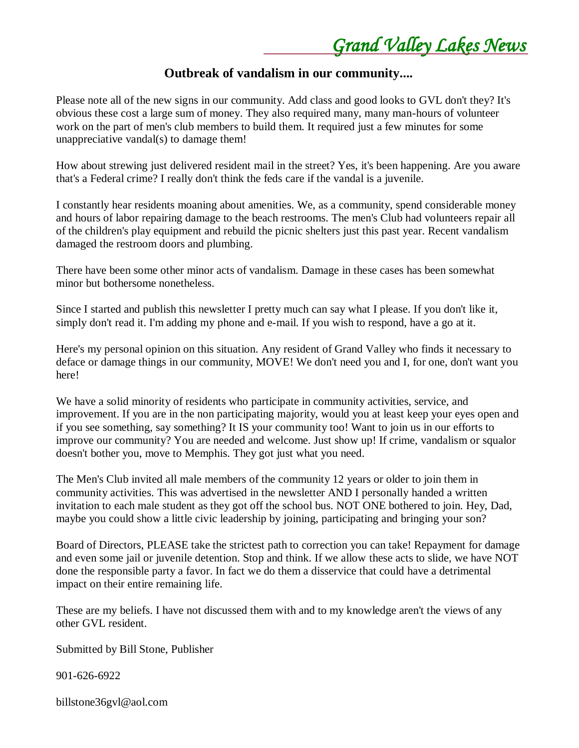# Outbreak of vandalism in our community....

Please note all of the new signs in our community. Add class and good looks to GVL don't they? It's obvious these cost a large sum of money. They also required many, many man-hours of volunteer work on the part of men's club members to build them. It required just a few minutes for some unappreciative vandal(s) to damage them!

How about strewing just delivered resident mail in the street? Yes, it's been happening. Are you aware that's a Federal crime? I really don't think the feds care if the vandal is a juvenile.

I constantly hear residents moaning about amenities. We, as a community, spend considerable money and hours of labor repairing damage to the beach restrooms. The men's Club had volunteers repair all of the children's play equipment and rebuild the picnic shelters just this past year. Recent vandalism damaged the restroom doors and plumbing.

There have been some other minor acts of vandalism. Damage in these cases has been somewhat minor but bothersome nonetheless.

Since I started and publish this newsletter I pretty much can say what I please. If you don't like it, simply don't read it. I'm adding my phone and e-mail. If you wish to respond, have a go at it.

Here's my personal opinion on this situation. Any resident of Grand Valley who finds it necessary to deface or damage things in our community, MOVE! We don't need you and I, for one, don't want you here!

We have a solid minority of residents who participate in community activities, service, and improvement. If you are in the non participating majority, would you at least keep your eyes open and if you see something, say something? It IS your community too! Want to join us in our efforts to improve our community? You are needed and welcome. Just show up! If crime, vandalism or squalor doesn't bother you, move to Memphis. They got just what you need.

The Men's Club invited all male members of the community 12 years or older to join them in community activities. This was advertised in the newsletter AND I personally handed a written invitation to each male student as they got off the school bus. NOT ONE bothered to join. Hey, Dad, maybe you could show a little civic leadership by joining, participating and bringing your son?

Board of Directors, PLEASE take the strictest path to correction you can take! Repayment for damage and even some jail or juvenile detention. Stop and think. If we allow these acts to slide, we have NOT done the responsible party a favor. In fact we do them a disservice that could have a detrimental impact on their entire remaining life.

These are my beliefs. I have not discussed them with and to my knowledge aren't the views of any other GVL resident.

Submitted by Bill Stone, Publisher

901-626-6922

billstone36gvl@aol.com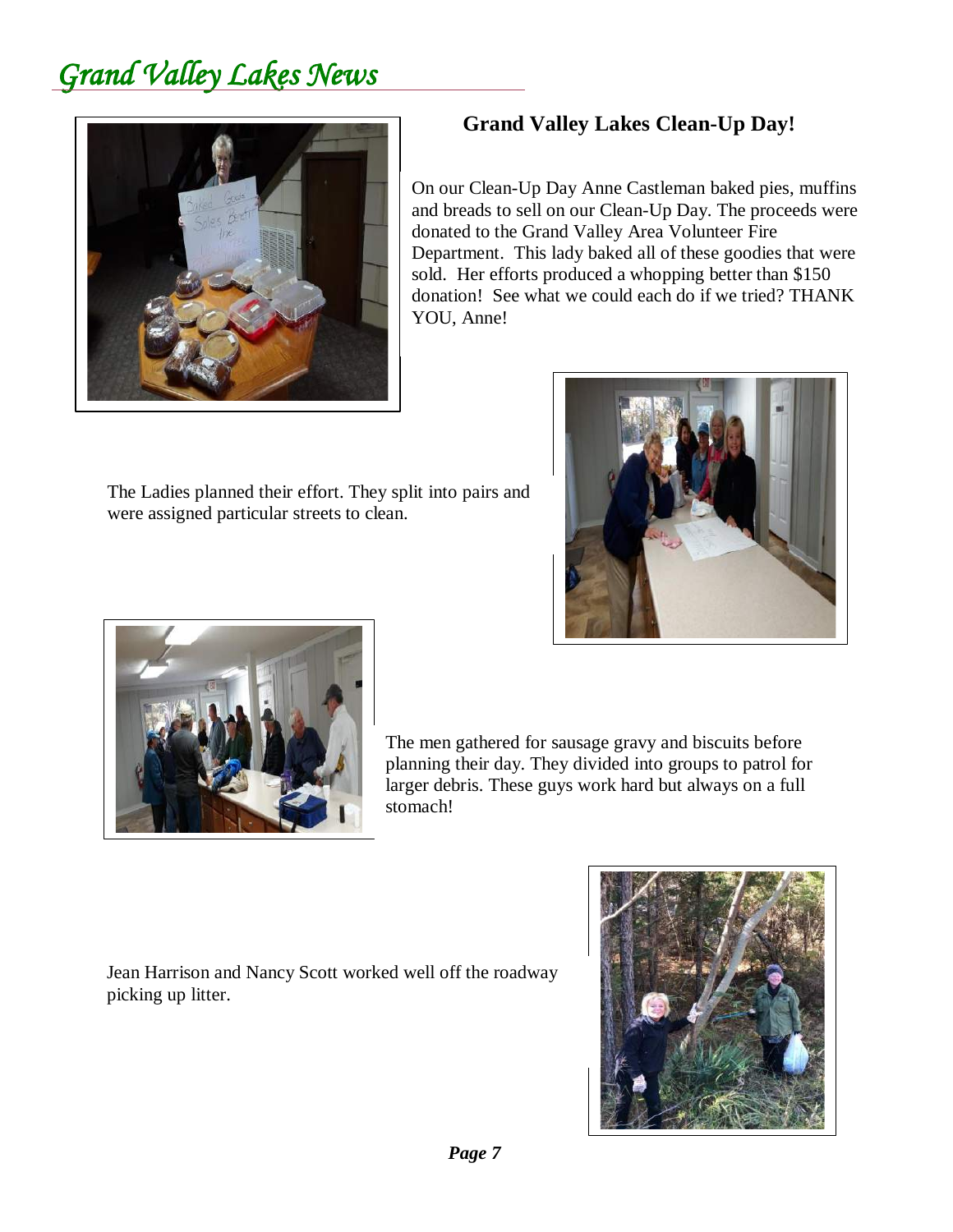## Grand Valley Lakes Clean-Up Day!

On our Clean-Up Day Anne Castleman baked pies, muffins and breads to sell on our Clean-Up Day. The proceeds were donated to the Grand Valley Area Volunteer Fire Department. This lady baked all of these goodies that were sold. Her efforts produced a whopping better than $150 donation! See what we could each do if we tried? THANK YOU, Anne!

The Ladies planned their effort. They split into pairs and were assigned particular streets to clean.

The men gathered for sausage gravy and biscuits before planning their day. They divided into groups to patrol for larger debris. These guys work hard but always on a full stomach!

Jean Harrison and Nancy Scott worked well off the roadway picking up litter.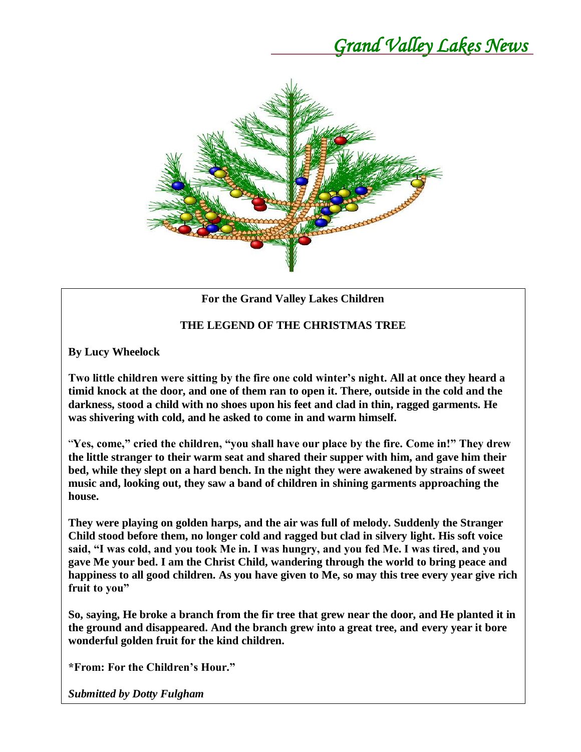**For the Grand Valley Lakes Children**

**THE LEGEND OF THE CHRISTMAS TREE**

**By Lucy Wheelock**

**Two little children were sitting by the fire one cold winter's night. All at once they heard a timid knock at the door, and one of them ran to open it. There, outside in the cold and the darkness, stood a child with no shoes upon his feet and clad in thin, ragged garments. He was shivering with cold, and he asked to come in and warm himself.**

**"Yes, come," cried the children, "you shall have our place by the fire. Come in!" They drew the little stranger to their warm seat and shared their supper with him, and gave him their bed, while they slept on a hard bench. In the night they were awakened by strains of sweet music and, looking out, they saw a band of children in shining garments approaching the house.**

**They were playing on golden harps, and the air was full of melody. Suddenly the Stranger Child stood before them, no longer cold and ragged but clad in silvery light. His soft voice said, "I was cold, and you took Me in. I was hungry, and you fed Me. I was tired, and you gave Me your bed. I am the Christ Child, wandering through the world to bring peace and happiness to all good children. As you have given to Me, so may this tree every year give rich fruit to you"**

**So, saying, He broke a branch from the fir tree that grew near the door, and He planted it in the ground and disappeared. And the branch grew into a great tree, and every year it bore wonderful golden fruit for the kind children.**

**\*From: For the Children's Hour."**

***Submitted by Dotty Fulgham***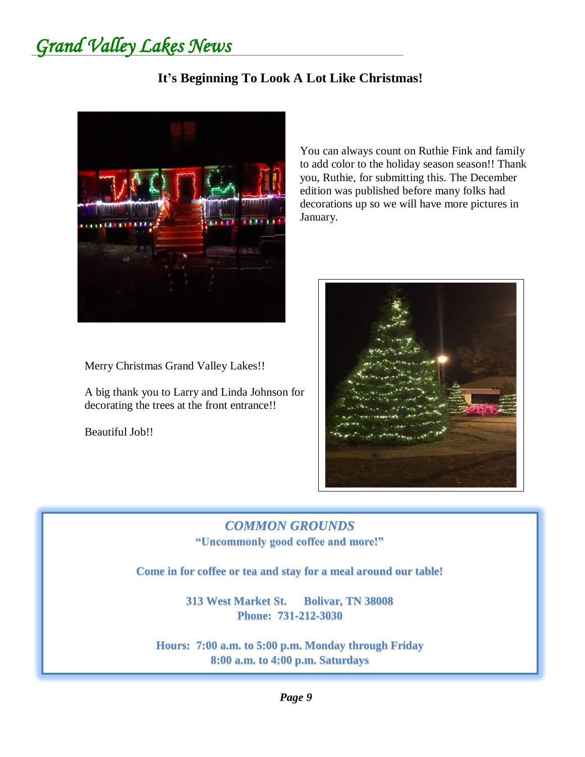## It's Beginning To Look A Lot Like Christmas!

You can always count on Ruthie Fink and family to add color to the holiday season season!! Thank you, Ruthie, for submitting this. The December edition was published before many folks had decorations up so we will have more pictures in January.

Merry Christmas Grand Valley Lakes!!

A big thank you to Larry and Linda Johnson for decorating the trees at the front entrance!!

Beautiful Job!!

***COMMON GROUNDS***

**"Uncommonly good coffee and more!"**

**Come in for coffee or tea and stay for a meal around our table!**

**313 West Market St. Bolivar, TN 38008**
**Phone: 731-212-3030**

**Hours: 7:00 a.m. to 5:00 p.m. Monday through Friday**
**8:00 a.m. to 4:00 p.m. Saturdays**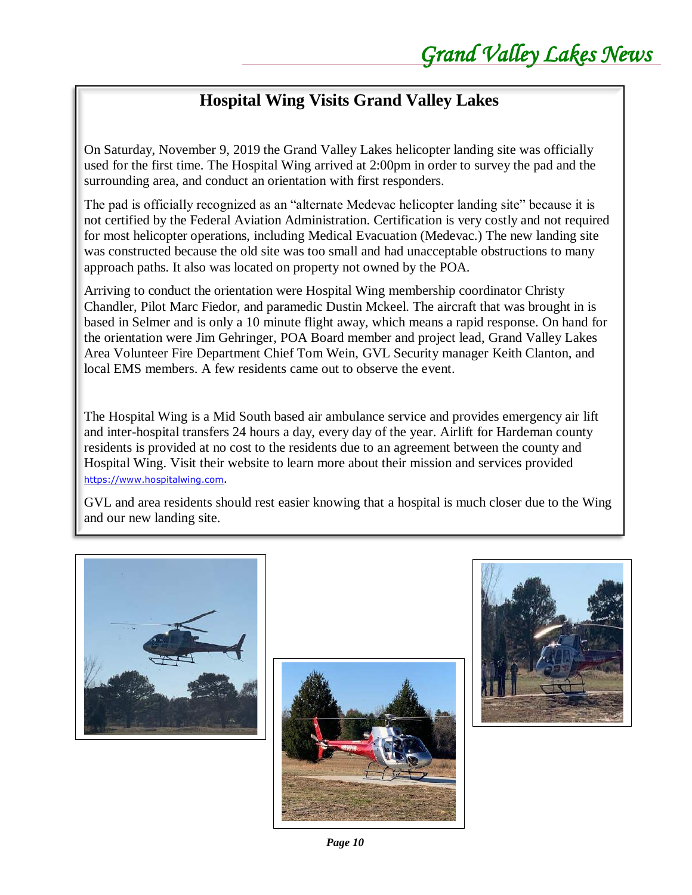## Hospital Wing Visits Grand Valley Lakes

On Saturday, November 9, 2019 the Grand Valley Lakes helicopter landing site was officially used for the first time. The Hospital Wing arrived at 2:00pm in order to survey the pad and the surrounding area, and conduct an orientation with first responders.

The pad is officially recognized as an "alternate Medevac helicopter landing site" because it is not certified by the Federal Aviation Administration. Certification is very costly and not required for most helicopter operations, including Medical Evacuation (Medevac.) The new landing site was constructed because the old site was too small and had unacceptable obstructions to many approach paths. It also was located on property not owned by the POA.

Arriving to conduct the orientation were Hospital Wing membership coordinator Christy Chandler, Pilot Marc Fiedor, and paramedic Dustin Mckeel. The aircraft that was brought in is based in Selmer and is only a 10 minute flight away, which means a rapid response. On hand for the orientation were Jim Gehringer, POA Board member and project lead, Grand Valley Lakes Area Volunteer Fire Department Chief Tom Wein, GVL Security manager Keith Clanton, and local EMS members. A few residents came out to observe the event.

The Hospital Wing is a Mid South based air ambulance service and provides emergency air lift and inter-hospital transfers 24 hours a day, every day of the year. Airlift for Hardeman county residents is provided at no cost to the residents due to an agreement between the county and Hospital Wing. Visit their website to learn more about their mission and services provided https://www.hospitalwing.com.

GVL and area residents should rest easier knowing that a hospital is much closer due to the Wing and our new landing site.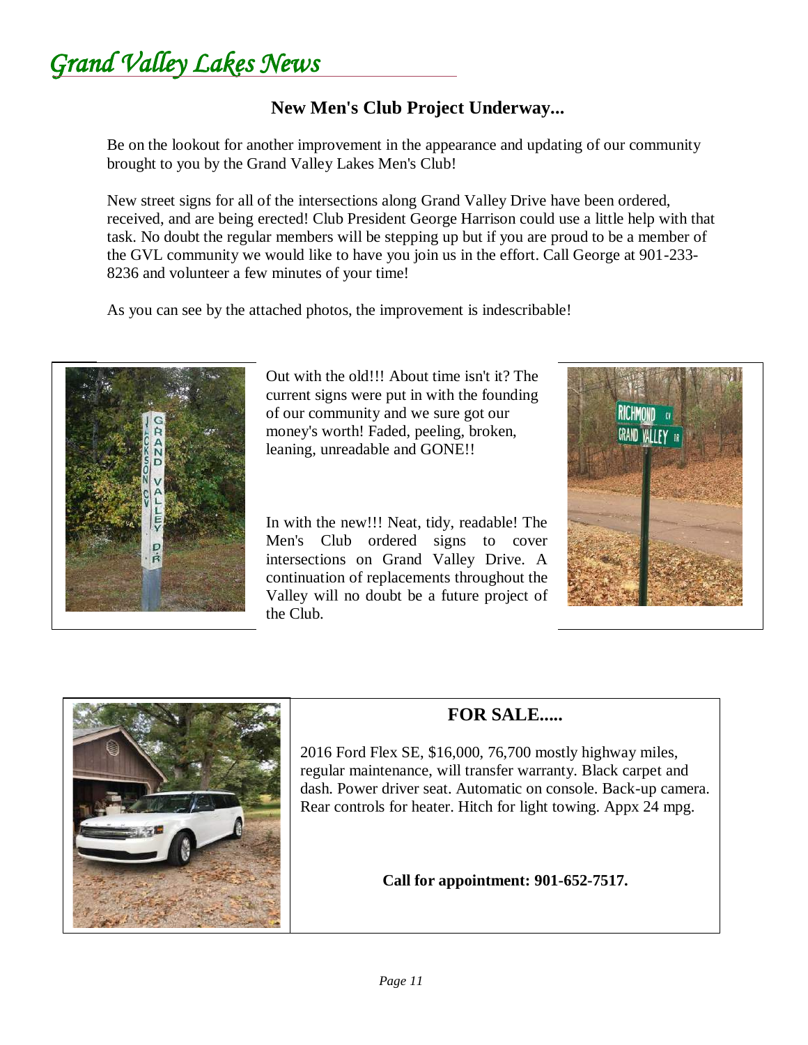*Grand Valley Lakes News*

## New Men's Club Project Underway...

Be on the lookout for another improvement in the appearance and updating of our community brought to you by the Grand Valley Lakes Men's Club!

New street signs for all of the intersections along Grand Valley Drive have been ordered, received, and are being erected! Club President George Harrison could use a little help with that task. No doubt the regular members will be stepping up but if you are proud to be a member of the GVL community we would like to have you join us in the effort. Call George at 901-233-8236 and volunteer a few minutes of your time!

As you can see by the attached photos, the improvement is indescribable!

Out with the old!!! About time isn't it? The current signs were put in with the founding of our community and we sure got our money's worth! Faded, peeling, broken, leaning, unreadable and GONE!!

In with the new!!! Neat, tidy, readable! The Men's Club ordered signs to cover intersections on Grand Valley Drive. A continuation of replacements throughout the Valley will no doubt be a future project of the Club.

## FOR SALE.....

2016 Ford Flex SE, $16,000, 76,700 mostly highway miles, regular maintenance, will transfer warranty. Black carpet and dash. Power driver seat. Automatic on console. Back-up camera. Rear controls for heater. Hitch for light towing. Appx 24 mpg.

**Call for appointment: 901-652-7517.**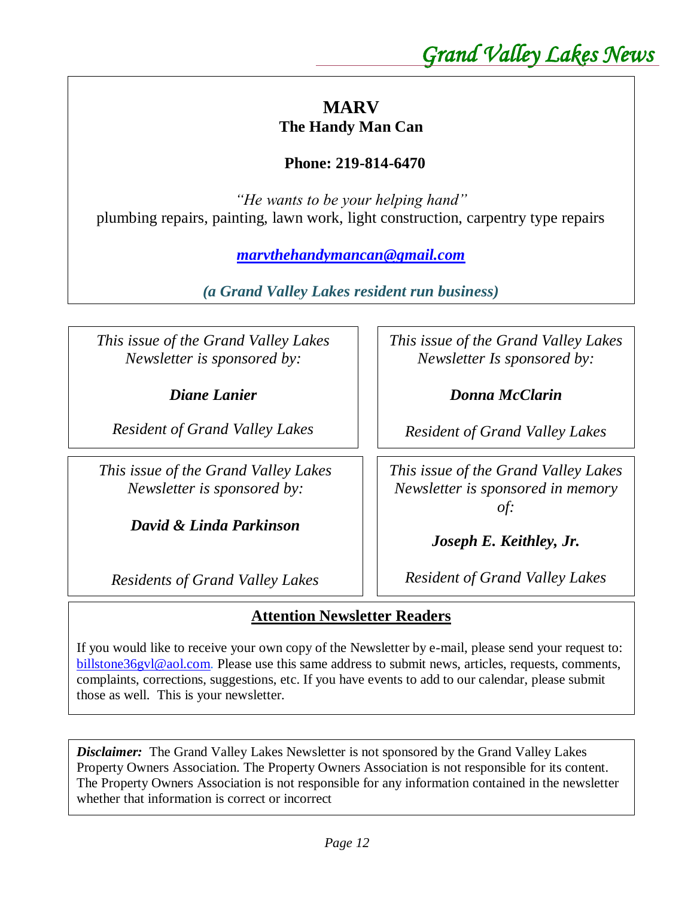**MARV**
**The Handy Man Can**

**Phone: 219-814-6470**

*"He wants to be your helping hand"*
plumbing repairs, painting, lawn work, light construction, carpentry type repairs

***marvthehandymancan@gmail.com***

***(a Grand Valley Lakes resident run business)***

*This issue of the Grand Valley Lakes Newsletter is sponsored by:*

***Diane Lanier***

*Resident of Grand Valley Lakes*

*This issue of the Grand Valley Lakes Newsletter Is sponsored by:*

***Donna McClarin***

*Resident of Grand Valley Lakes*

*This issue of the Grand Valley Lakes Newsletter is sponsored by:*

***David & Linda Parkinson***

*Residents of Grand Valley Lakes*

*This issue of the Grand Valley Lakes Newsletter is sponsored in memory of:*

***Joseph E. Keithley, Jr.***

*Resident of Grand Valley Lakes*

## Attention Newsletter Readers

If you would like to receive your own copy of the Newsletter by e-mail, please send your request to: billstone36gvl@aol.com. Please use this same address to submit news, articles, requests, comments, complaints, corrections, suggestions, etc. If you have events to add to our calendar, please submit those as well. This is your newsletter.

***Disclaimer:*** The Grand Valley Lakes Newsletter is not sponsored by the Grand Valley Lakes Property Owners Association. The Property Owners Association is not responsible for its content. The Property Owners Association is not responsible for any information contained in the newsletter whether that information is correct or incorrect